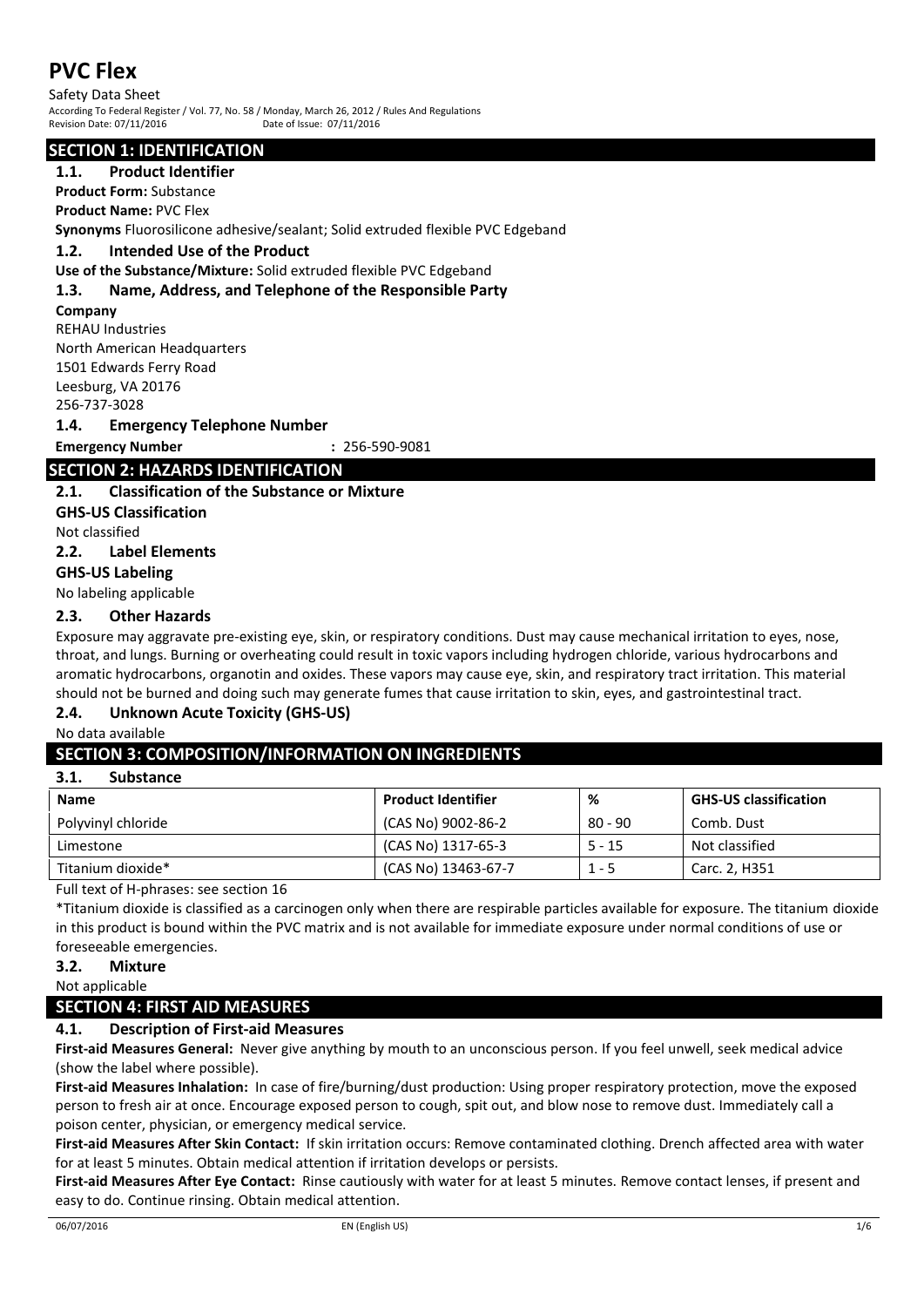# PVC Flex

Safety Data Sheet

According To Federal Register / Vol. 77, No. 58 / Monday, March 26, 2012 / Rules And Regulations

Revision Date: 07/11/2016 Date of Issue: 07/11/2016

## SECTION 1: IDENTIFICATION

### 1.1. Product Identifier

**Product Form:** Substance

**Product Name:** PVC Flex

**Synonyms** Fluorosilicone adhesive/sealant; Solid extruded flexible PVC Edgeband

### 1.2. Intended Use of the Product

**Use of the Substance/Mixture:** Solid extruded flexible PVC Edgeband

### 1.3. Name, Address, and Telephone of the Responsible Party

**Company**

REHAU Industries
North American Headquarters
1501 Edwards Ferry Road
Leesburg, VA 20176
256-737-3028

### 1.4. Emergency Telephone Number

**Emergency Number** : 256-590-9081

## SECTION 2: HAZARDS IDENTIFICATION

### 2.1. Classification of the Substance or Mixture

**GHS-US Classification**

Not classified

### 2.2. Label Elements

**GHS-US Labeling**

No labeling applicable

### 2.3. Other Hazards

Exposure may aggravate pre-existing eye, skin, or respiratory conditions. Dust may cause mechanical irritation to eyes, nose, throat, and lungs. Burning or overheating could result in toxic vapors including hydrogen chloride, various hydrocarbons and aromatic hydrocarbons, organotin and oxides. These vapors may cause eye, skin, and respiratory tract irritation. This material should not be burned and doing such may generate fumes that cause irritation to skin, eyes, and gastrointestinal tract.

### 2.4. Unknown Acute Toxicity (GHS-US)

No data available

## SECTION 3: COMPOSITION/INFORMATION ON INGREDIENTS

### 3.1. Substance

| Name | Product Identifier | % | GHS-US classification |
|---|---|---|---|
| Polyvinyl chloride | (CAS No) 9002-86-2 | 80 - 90 | Comb. Dust |
| Limestone | (CAS No) 1317-65-3 | 5 - 15 | Not classified |
| Titanium dioxide* | (CAS No) 13463-67-7 | 1 - 5 | Carc. 2, H351 |

Full text of H-phrases: see section 16

*Titanium dioxide is classified as a carcinogen only when there are respirable particles available for exposure. The titanium dioxide in this product is bound within the PVC matrix and is not available for immediate exposure under normal conditions of use or foreseeable emergencies.

### 3.2. Mixture

Not applicable

## SECTION 4: FIRST AID MEASURES

### 4.1. Description of First-aid Measures

**First-aid Measures General:** Never give anything by mouth to an unconscious person. If you feel unwell, seek medical advice (show the label where possible).

**First-aid Measures Inhalation:** In case of fire/burning/dust production: Using proper respiratory protection, move the exposed person to fresh air at once. Encourage exposed person to cough, spit out, and blow nose to remove dust. Immediately call a poison center, physician, or emergency medical service.

**First-aid Measures After Skin Contact:** If skin irritation occurs: Remove contaminated clothing. Drench affected area with water for at least 5 minutes. Obtain medical attention if irritation develops or persists.

**First-aid Measures After Eye Contact:** Rinse cautiously with water for at least 5 minutes. Remove contact lenses, if present and easy to do. Continue rinsing. Obtain medical attention.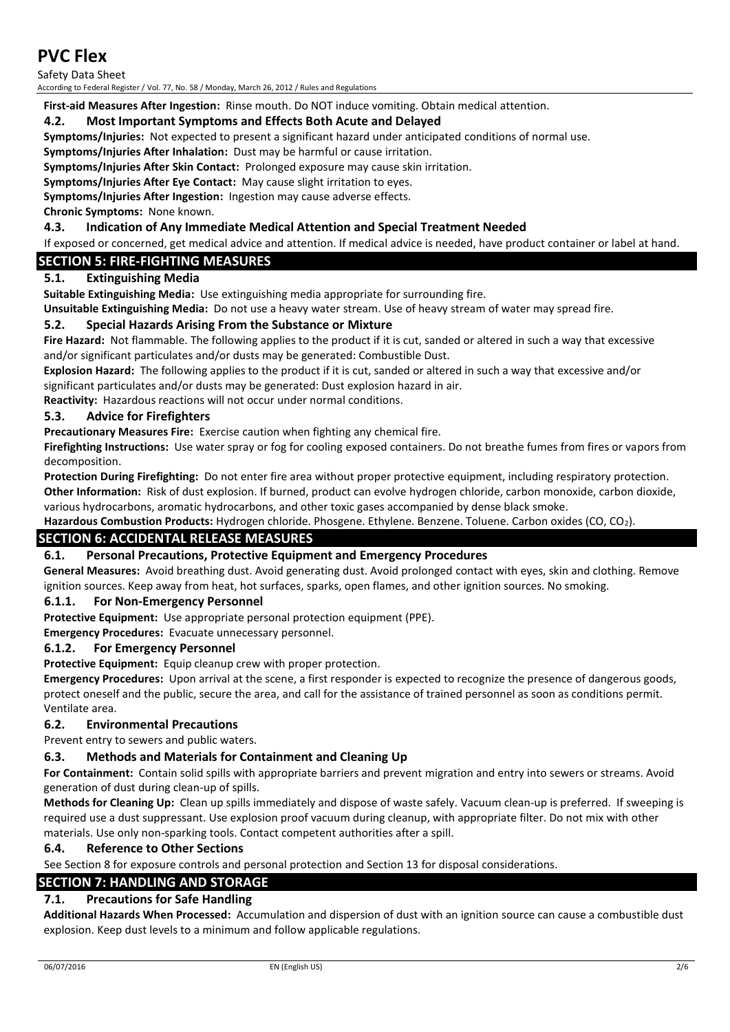**First-aid Measures After Ingestion:** Rinse mouth. Do NOT induce vomiting. Obtain medical attention.

### 4.2. Most Important Symptoms and Effects Both Acute and Delayed

**Symptoms/Injuries:** Not expected to present a significant hazard under anticipated conditions of normal use.

**Symptoms/Injuries After Inhalation:** Dust may be harmful or cause irritation.

**Symptoms/Injuries After Skin Contact:** Prolonged exposure may cause skin irritation.

**Symptoms/Injuries After Eye Contact:** May cause slight irritation to eyes.

**Symptoms/Injuries After Ingestion:** Ingestion may cause adverse effects.

**Chronic Symptoms:** None known.

### 4.3. Indication of Any Immediate Medical Attention and Special Treatment Needed

If exposed or concerned, get medical advice and attention. If medical advice is needed, have product container or label at hand.

## SECTION 5: FIRE-FIGHTING MEASURES

### 5.1. Extinguishing Media

**Suitable Extinguishing Media:** Use extinguishing media appropriate for surrounding fire.

**Unsuitable Extinguishing Media:** Do not use a heavy water stream. Use of heavy stream of water may spread fire.

### 5.2. Special Hazards Arising From the Substance or Mixture

**Fire Hazard:** Not flammable. The following applies to the product if it is cut, sanded or altered in such a way that excessive and/or significant particulates and/or dusts may be generated: Combustible Dust.

**Explosion Hazard:** The following applies to the product if it is cut, sanded or altered in such a way that excessive and/or significant particulates and/or dusts may be generated: Dust explosion hazard in air.

**Reactivity:** Hazardous reactions will not occur under normal conditions.

### 5.3. Advice for Firefighters

**Precautionary Measures Fire:** Exercise caution when fighting any chemical fire.

**Firefighting Instructions:** Use water spray or fog for cooling exposed containers. Do not breathe fumes from fires or vapors from decomposition.

**Protection During Firefighting:** Do not enter fire area without proper protective equipment, including respiratory protection.

**Other Information:** Risk of dust explosion. If burned, product can evolve hydrogen chloride, carbon monoxide, carbon dioxide, various hydrocarbons, aromatic hydrocarbons, and other toxic gases accompanied by dense black smoke.

**Hazardous Combustion Products:** Hydrogen chloride. Phosgene. Ethylene. Benzene. Toluene. Carbon oxides (CO, $CO_2$).

## SECTION 6: ACCIDENTAL RELEASE MEASURES

### 6.1. Personal Precautions, Protective Equipment and Emergency Procedures

**General Measures:** Avoid breathing dust. Avoid generating dust. Avoid prolonged contact with eyes, skin and clothing. Remove ignition sources. Keep away from heat, hot surfaces, sparks, open flames, and other ignition sources. No smoking.

#### 6.1.1. For Non-Emergency Personnel

**Protective Equipment:** Use appropriate personal protection equipment (PPE).

**Emergency Procedures:** Evacuate unnecessary personnel.

#### 6.1.2. For Emergency Personnel

**Protective Equipment:** Equip cleanup crew with proper protection.

**Emergency Procedures:** Upon arrival at the scene, a first responder is expected to recognize the presence of dangerous goods, protect oneself and the public, secure the area, and call for the assistance of trained personnel as soon as conditions permit. Ventilate area.

### 6.2. Environmental Precautions

Prevent entry to sewers and public waters.

### 6.3. Methods and Materials for Containment and Cleaning Up

**For Containment:** Contain solid spills with appropriate barriers and prevent migration and entry into sewers or streams. Avoid generation of dust during clean-up of spills.

**Methods for Cleaning Up:** Clean up spills immediately and dispose of waste safely. Vacuum clean-up is preferred. If sweeping is required use a dust suppressant. Use explosion proof vacuum during cleanup, with appropriate filter. Do not mix with other materials. Use only non-sparking tools. Contact competent authorities after a spill.

### 6.4. Reference to Other Sections

See Section 8 for exposure controls and personal protection and Section 13 for disposal considerations.

## SECTION 7: HANDLING AND STORAGE

### 7.1. Precautions for Safe Handling

**Additional Hazards When Processed:** Accumulation and dispersion of dust with an ignition source can cause a combustible dust explosion. Keep dust levels to a minimum and follow applicable regulations.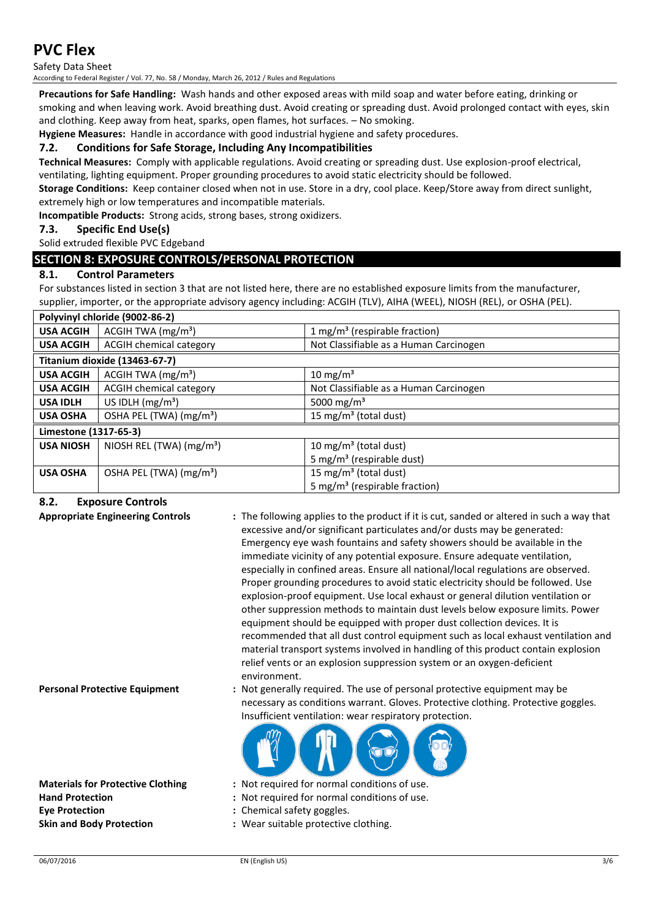**Precautions for Safe Handling:** Wash hands and other exposed areas with mild soap and water before eating, drinking or smoking and when leaving work. Avoid breathing dust. Avoid creating or spreading dust. Avoid prolonged contact with eyes, skin and clothing. Keep away from heat, sparks, open flames, hot surfaces. – No smoking.

**Hygiene Measures:** Handle in accordance with good industrial hygiene and safety procedures.

### 7.2. Conditions for Safe Storage, Including Any Incompatibilities

**Technical Measures:** Comply with applicable regulations. Avoid creating or spreading dust. Use explosion-proof electrical, ventilating, lighting equipment. Proper grounding procedures to avoid static electricity should be followed.

**Storage Conditions:** Keep container closed when not in use. Store in a dry, cool place. Keep/Store away from direct sunlight, extremely high or low temperatures and incompatible materials.

**Incompatible Products:** Strong acids, strong bases, strong oxidizers.

### 7.3. Specific End Use(s)

Solid extruded flexible PVC Edgeband

## SECTION 8: EXPOSURE CONTROLS/PERSONAL PROTECTION

### 8.1. Control Parameters

For substances listed in section 3 that are not listed here, there are no established exposure limits from the manufacturer, supplier, importer, or the appropriate advisory agency including: ACGIH (TLV), AIHA (WEEL), NIOSH (REL), or OSHA (PEL).

| **Polyvinyl chloride (9002-86-2)** | | |
|---|---|---|
| **USA ACGIH** | ACGIH TWA (mg/m³) | 1 mg/m³ (respirable fraction) |
| **USA ACGIH** | ACGIH chemical category | Not Classifiable as a Human Carcinogen |
| **Titanium dioxide (13463-67-7)** | | |
| **USA ACGIH** | ACGIH TWA (mg/m³) | 10 mg/m³ |
| **USA ACGIH** | ACGIH chemical category | Not Classifiable as a Human Carcinogen |
| **USA IDLH** | US IDLH (mg/m³) | 5000 mg/m³ |
| **USA OSHA** | OSHA PEL (TWA) (mg/m³) | 15 mg/m³ (total dust) |
| **Limestone (1317-65-3)** | | |
| **USA NIOSH** | NIOSH REL (TWA) (mg/m³) | 10 mg/m³ (total dust)<br>5 mg/m³ (respirable dust) |
| **USA OSHA** | OSHA PEL (TWA) (mg/m³) | 15 mg/m³ (total dust)<br>5 mg/m³ (respirable fraction) |

### 8.2. Exposure Controls

**Appropriate Engineering Controls** : The following applies to the product if it is cut, sanded or altered in such a way that excessive and/or significant particulates and/or dusts may be generated: Emergency eye wash fountains and safety showers should be available in the immediate vicinity of any potential exposure. Ensure adequate ventilation, especially in confined areas. Ensure all national/local regulations are observed. Proper grounding procedures to avoid static electricity should be followed. Use explosion-proof equipment. Use local exhaust or general dilution ventilation or other suppression methods to maintain dust levels below exposure limits. Power equipment should be equipped with proper dust collection devices. It is recommended that all dust control equipment such as local exhaust ventilation and material transport systems involved in handling of this product contain explosion relief vents or an explosion suppression system or an oxygen-deficient environment.

**Personal Protective Equipment** : Not generally required. The use of personal protective equipment may be necessary as conditions warrant. Gloves. Protective clothing. Protective goggles. Insufficient ventilation: wear respiratory protection.

**Materials for Protective Clothing** : Not required for normal conditions of use.

**Hand Protection** : Not required for normal conditions of use.

**Eye Protection** : Chemical safety goggles.

**Skin and Body Protection** : Wear suitable protective clothing.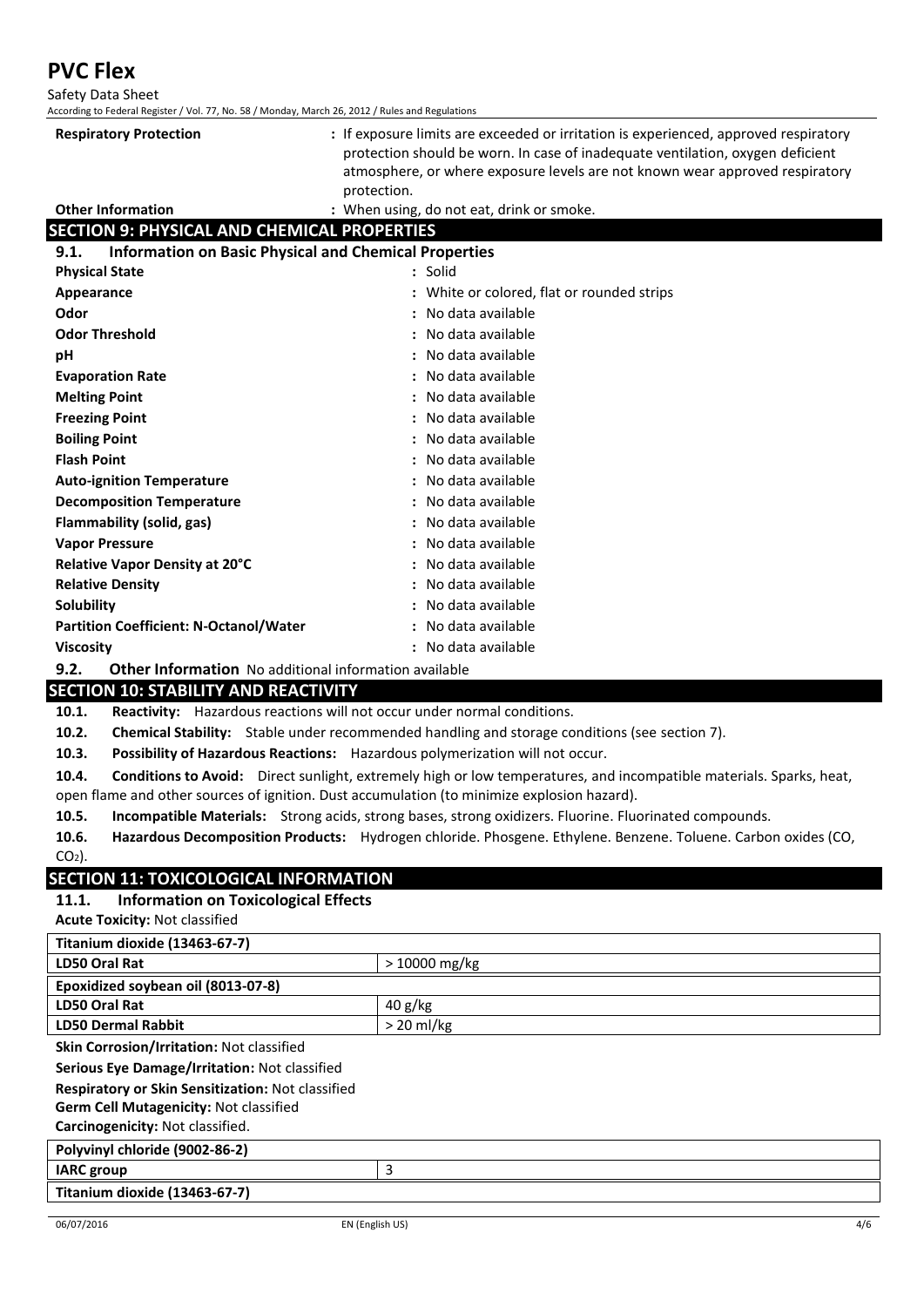**Respiratory Protection** : If exposure limits are exceeded or irritation is experienced, approved respiratory protection should be worn. In case of inadequate ventilation, oxygen deficient atmosphere, or where exposure levels are not known wear approved respiratory protection.

**Other Information** : When using, do not eat, drink or smoke.

## SECTION 9: PHYSICAL AND CHEMICAL PROPERTIES

### 9.1. Information on Basic Physical and Chemical Properties

| | |
|---|---|
| **Physical State** | : Solid |
| **Appearance** | : White or colored, flat or rounded strips |
| **Odor** | : No data available |
| **Odor Threshold** | : No data available |
| **pH** | : No data available |
| **Evaporation Rate** | : No data available |
| **Melting Point** | : No data available |
| **Freezing Point** | : No data available |
| **Boiling Point** | : No data available |
| **Flash Point** | : No data available |
| **Auto-ignition Temperature** | : No data available |
| **Decomposition Temperature** | : No data available |
| **Flammability (solid, gas)** | : No data available |
| **Vapor Pressure** | : No data available |
| **Relative Vapor Density at 20°C** | : No data available |
| **Relative Density** | : No data available |
| **Solubility** | : No data available |
| **Partition Coefficient: N-Octanol/Water** | : No data available |
| **Viscosity** | : No data available |

### 9.2. Other Information No additional information available

## SECTION 10: STABILITY AND REACTIVITY

**10.1. Reactivity:** Hazardous reactions will not occur under normal conditions.

**10.2. Chemical Stability:** Stable under recommended handling and storage conditions (see section 7).

**10.3. Possibility of Hazardous Reactions:** Hazardous polymerization will not occur.

**10.4. Conditions to Avoid:** Direct sunlight, extremely high or low temperatures, and incompatible materials. Sparks, heat, open flame and other sources of ignition. Dust accumulation (to minimize explosion hazard).

**10.5. Incompatible Materials:** Strong acids, strong bases, strong oxidizers. Fluorine. Fluorinated compounds.

**10.6. Hazardous Decomposition Products:** Hydrogen chloride. Phosgene. Ethylene. Benzene. Toluene. Carbon oxides (CO, $CO_2$).

## SECTION 11: TOXICOLOGICAL INFORMATION

### 11.1. Information on Toxicological Effects

**Acute Toxicity:** Not classified

| **Titanium dioxide (13463-67-7)** | |
|---|---|
| **LD50 Oral Rat** | > 10000 mg/kg |
| **Epoxidized soybean oil (8013-07-8)** | |
| **LD50 Oral Rat** | 40 g/kg |
| **LD50 Dermal Rabbit** | > 20 ml/kg |

**Skin Corrosion/Irritation:** Not classified

**Serious Eye Damage/Irritation:** Not classified

**Respiratory or Skin Sensitization:** Not classified

**Germ Cell Mutagenicity:** Not classified

**Carcinogenicity:** Not classified.

| **Polyvinyl chloride (9002-86-2)** | |
|---|---|
| **IARC group** | 3 |
| **Titanium dioxide (13463-67-7)** | |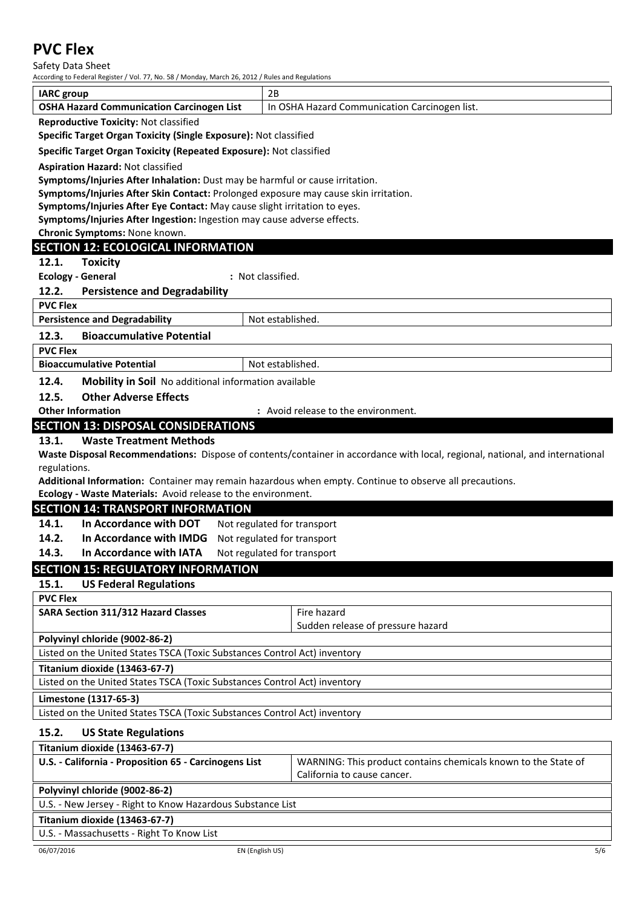| IARC group | 2B |
|---|---|
| OSHA Hazard Communication Carcinogen List | In OSHA Hazard Communication Carcinogen list. |

**Reproductive Toxicity:** Not classified

**Specific Target Organ Toxicity (Single Exposure):** Not classified

**Specific Target Organ Toxicity (Repeated Exposure):** Not classified

**Aspiration Hazard:** Not classified

**Symptoms/Injuries After Inhalation:** Dust may be harmful or cause irritation.

**Symptoms/Injuries After Skin Contact:** Prolonged exposure may cause skin irritation.

**Symptoms/Injuries After Eye Contact:** May cause slight irritation to eyes.

**Symptoms/Injuries After Ingestion:** Ingestion may cause adverse effects.

**Chronic Symptoms:** None known.

## SECTION 12: ECOLOGICAL INFORMATION

### 12.1. Toxicity

**Ecology - General** : Not classified.

### 12.2. Persistence and Degradability

| PVC Flex | |
|---|---|
| Persistence and Degradability | Not established. |

### 12.3. Bioaccumulative Potential

| PVC Flex | |
|---|---|
| Bioaccumulative Potential | Not established. |

### 12.4. Mobility in Soil

No additional information available

### 12.5. Other Adverse Effects

**Other Information** : Avoid release to the environment.

## SECTION 13: DISPOSAL CONSIDERATIONS

### 13.1. Waste Treatment Methods

**Waste Disposal Recommendations:** Dispose of contents/container in accordance with local, regional, national, and international regulations.

**Additional Information:** Container may remain hazardous when empty. Continue to observe all precautions.

**Ecology - Waste Materials:** Avoid release to the environment.

## SECTION 14: TRANSPORT INFORMATION

**14.1. In Accordance with DOT** Not regulated for transport

**14.2. In Accordance with IMDG** Not regulated for transport

**14.3. In Accordance with IATA** Not regulated for transport

## SECTION 15: REGULATORY INFORMATION

### 15.1. US Federal Regulations

| PVC Flex | |
|---|---|
| SARA Section 311/312 Hazard Classes | Fire hazard<br>Sudden release of pressure hazard |

| Polyvinyl chloride (9002-86-2) |
|---|
| Listed on the United States TSCA (Toxic Substances Control Act) inventory |

| Titanium dioxide (13463-67-7) |
|---|
| Listed on the United States TSCA (Toxic Substances Control Act) inventory |

| Limestone (1317-65-3) |
|---|
| Listed on the United States TSCA (Toxic Substances Control Act) inventory |

### 15.2. US State Regulations

| Titanium dioxide (13463-67-7) | |
|---|---|
| U.S. - California - Proposition 65 - Carcinogens List | WARNING: This product contains chemicals known to the State of California to cause cancer. |

| Polyvinyl chloride (9002-86-2) |
|---|
| U.S. - New Jersey - Right to Know Hazardous Substance List |

| Titanium dioxide (13463-67-7) |
|---|
| U.S. - Massachusetts - Right To Know List |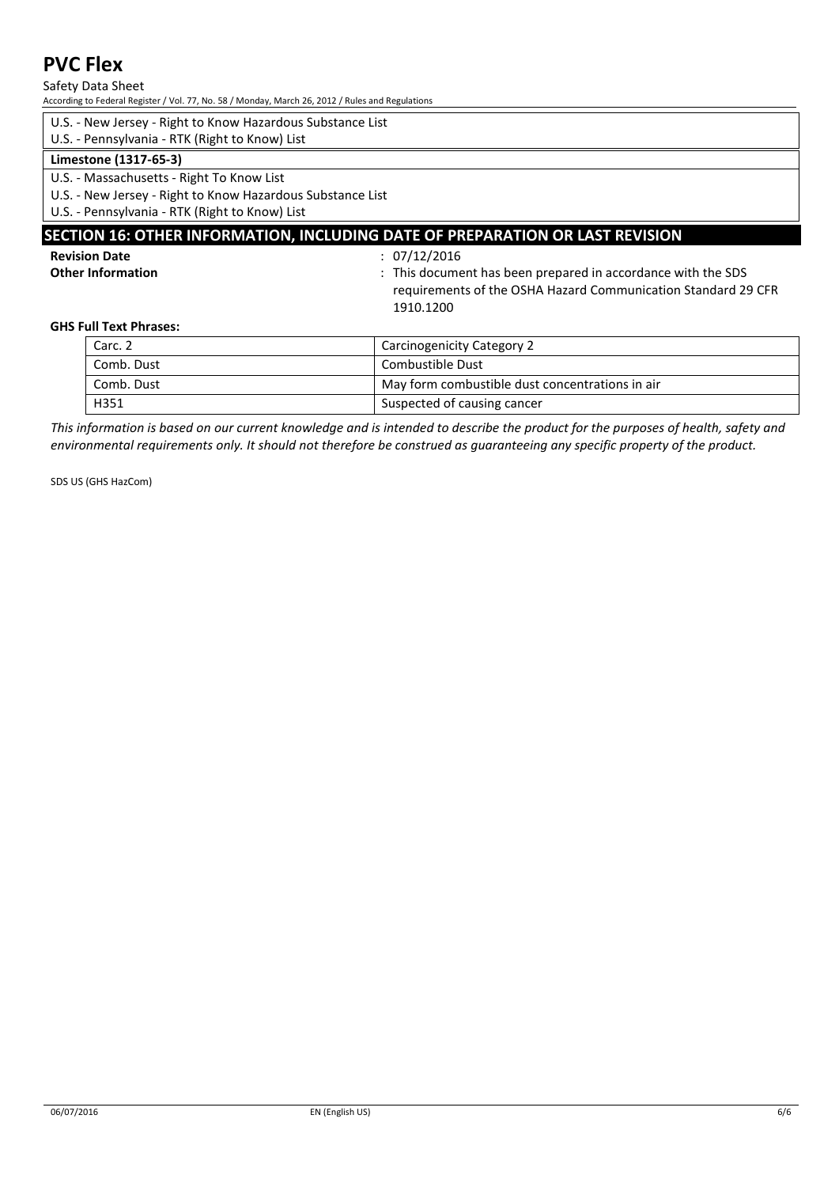U.S. - New Jersey - Right to Know Hazardous Substance List
U.S. - Pennsylvania - RTK (Right to Know) List

**Limestone (1317-65-3)**

U.S. - Massachusetts - Right To Know List
U.S. - New Jersey - Right to Know Hazardous Substance List
U.S. - Pennsylvania - RTK (Right to Know) List

## SECTION 16: OTHER INFORMATION, INCLUDING DATE OF PREPARATION OR LAST REVISION

**Revision Date** : 07/12/2016

**Other Information** : This document has been prepared in accordance with the SDS requirements of the OSHA Hazard Communication Standard 29 CFR 1910.1200

**GHS Full Text Phrases:**

| | |
|---|---|
| Carc. 2 | Carcinogenicity Category 2 |
| Comb. Dust | Combustible Dust |
| Comb. Dust | May form combustible dust concentrations in air |
| H351 | Suspected of causing cancer |

*This information is based on our current knowledge and is intended to describe the product for the purposes of health, safety and environmental requirements only. It should not therefore be construed as guaranteeing any specific property of the product.*

SDS US (GHS HazCom)